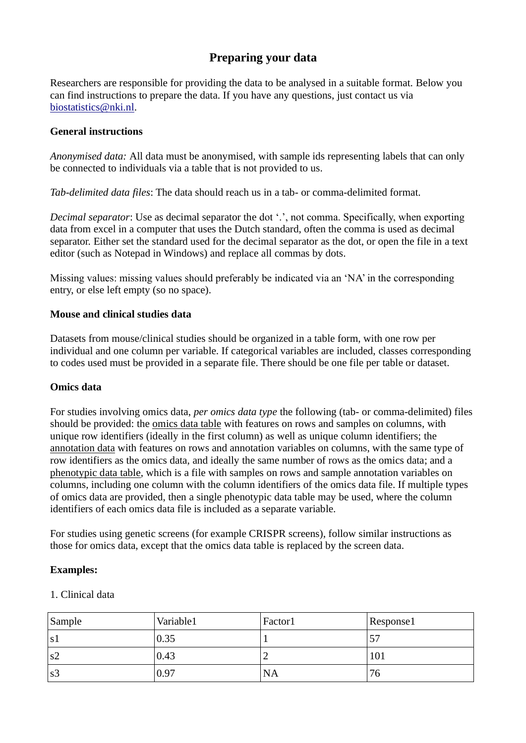# Preparing your data

Researchers are responsible for providing the data to be analysed in a suitable format. Below you can find instructions to prepare the data. If you have any questions, just contact us via biostatistics@nki.nl.

**General instructions**

*Anonymised data:* All data must be anonymised, with sample ids representing labels that can only be connected to individuals via a table that is not provided to us.

*Tab-delimited data files*: The data should reach us in a tab- or comma-delimited format.

*Decimal separator*: Use as decimal separator the dot '.', not comma. Specifically, when exporting data from excel in a computer that uses the Dutch standard, often the comma is used as decimal separator. Either set the standard used for the decimal separator as the dot, or open the file in a text editor (such as Notepad in Windows) and replace all commas by dots.

Missing values: missing values should preferably be indicated via an 'NA' in the corresponding entry, or else left empty (so no space).

**Mouse and clinical studies data**

Datasets from mouse/clinical studies should be organized in a table form, with one row per individual and one column per variable. If categorical variables are included, classes corresponding to codes used must be provided in a separate file. There should be one file per table or dataset.

**Omics data**

For studies involving omics data, *per omics data type* the following (tab- or comma-delimited) files should be provided: the omics data table with features on rows and samples on columns, with unique row identifiers (ideally in the first column) as well as unique column identifiers; the annotation data with features on rows and annotation variables on columns, with the same type of row identifiers as the omics data, and ideally the same number of rows as the omics data; and a phenotypic data table, which is a file with samples on rows and sample annotation variables on columns, including one column with the column identifiers of the omics data file. If multiple types of omics data are provided, then a single phenotypic data table may be used, where the column identifiers of each omics data file is included as a separate variable.

For studies using genetic screens (for example CRISPR screens), follow similar instructions as those for omics data, except that the omics data table is replaced by the screen data.

**Examples:**

1. Clinical data

| Sample | Variable1 | Factor1 | Response1 |
|---|---|---|---|
| s1 | 0.35 | 1 | 57 |
| s2 | 0.43 | 2 | 101 |
| s3 | 0.97 | NA | 76 |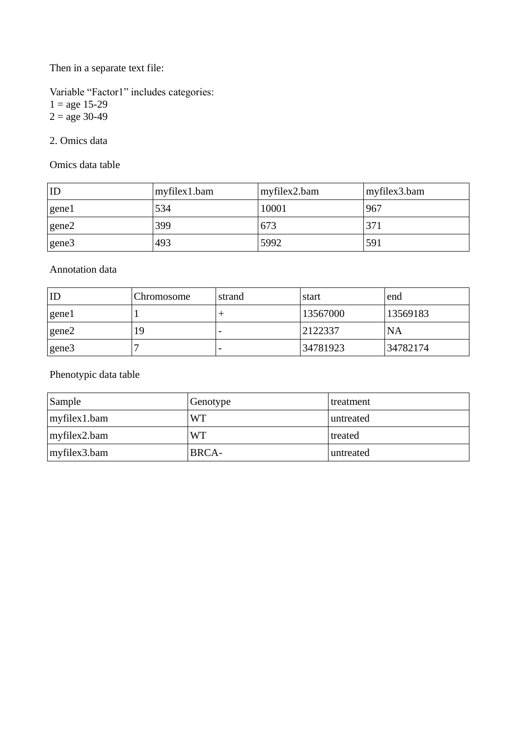Then in a separate text file:

Variable “Factor1” includes categories:
1 = age 15-29
2 = age 30-49

2. Omics data

Omics data table

| ID | myfilex1.bam | myfilex2.bam | myfilex3.bam |
|---|---|---|---|
| gene1 | 534 | 10001 | 967 |
| gene2 | 399 | 673 | 371 |
| gene3 | 493 | 5992 | 591 |

Annotation data

| ID | Chromosome | strand | start | end |
|---|---|---|---|---|
| gene1 | 1 | + | 13567000 | 13569183 |
| gene2 | 19 | - | 2122337 | NA |
| gene3 | 7 | - | 34781923 | 34782174 |

Phenotypic data table

| Sample | Genotype | treatment |
|---|---|---|
| myfilex1.bam | WT | untreated |
| myfilex2.bam | WT | treated |
| myfilex3.bam | BRCA- | untreated |